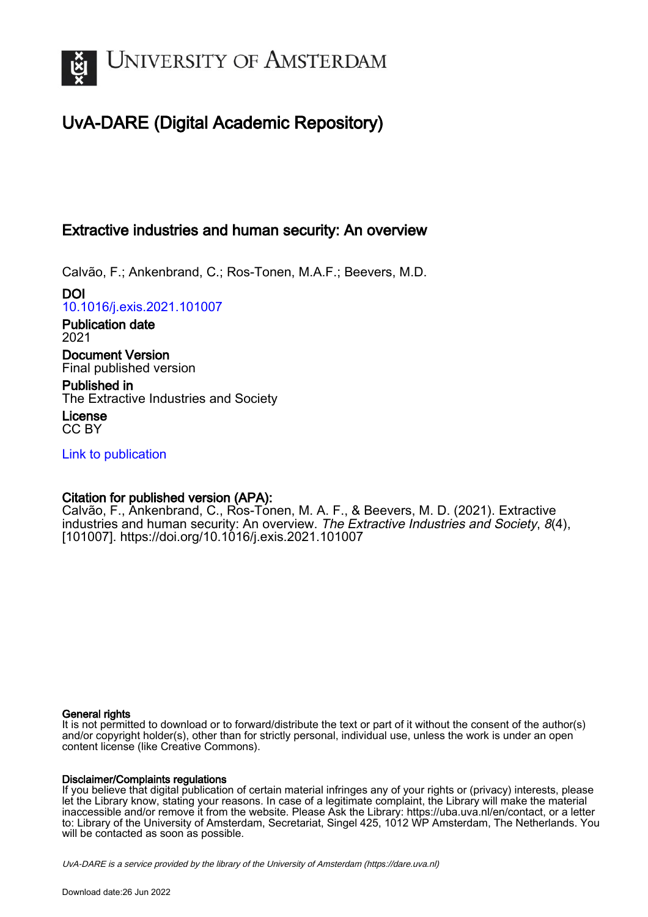# UNIVERSITY OF AMSTERDAM

## UvA-DARE (Digital Academic Repository)

### Extractive industries and human security: An overview

Calvão, F.; Ankenbrand, C.; Ros-Tonen, M.A.F.; Beevers, M.D.

**DOI**
10.1016/j.exis.2021.101007

**Publication date**
2021

**Document Version**
Final published version

**Published in**
The Extractive Industries and Society

**License**
CC BY

Link to publication

**Citation for published version (APA):**
Calvão, F., Ankenbrand, C., Ros-Tonen, M. A. F., & Beevers, M. D. (2021). Extractive industries and human security: An overview. *The Extractive Industries and Society*, *8*(4), [101007]. https://doi.org/10.1016/j.exis.2021.101007

**General rights**
It is not permitted to download or to forward/distribute the text or part of it without the consent of the author(s) and/or copyright holder(s), other than for strictly personal, individual use, unless the work is under an open content license (like Creative Commons).

**Disclaimer/Complaints regulations**
If you believe that digital publication of certain material infringes any of your rights or (privacy) interests, please let the Library know, stating your reasons. In case of a legitimate complaint, the Library will make the material inaccessible and/or remove it from the website. Please Ask the Library: https://uba.uva.nl/en/contact, or a letter to: Library of the University of Amsterdam, Secretariat, Singel 425, 1012 WP Amsterdam, The Netherlands. You will be contacted as soon as possible.

*UvA-DARE is a service provided by the library of the University of Amsterdam (https://dare.uva.nl)*

Download date:26 Jun 2022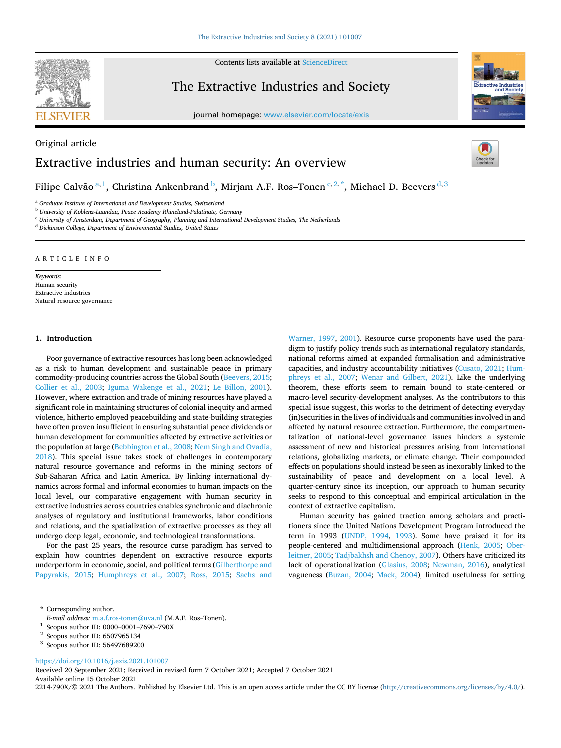Original article

# Extractive industries and human security: An overview

Filipe Calvão[a,1], Christina Ankenbrand[b], Mirjam A.F. Ros–Tonen[c,2,*], Michael D. Beevers[d,3]

[a] Graduate Institute of International and Development Studies, Switzerland

[b] University of Koblenz-Laundau, Peace Academy Rhineland-Palatinate, Germany

[c] University of Amsterdam, Department of Geography, Planning and International Development Studies, The Netherlands

[d] Dickinson College, Department of Environmental Studies, United States

ARTICLE INFO

*Keywords:*
Human security
Extractive industries
Natural resource governance

## 1. Introduction

Poor governance of extractive resources has long been acknowledged as a risk to human development and sustainable peace in primary commodity-producing countries across the Global South (Beevers, 2015; Collier et al., 2003; Iguma Wakenge et al., 2021; Le Billon, 2001). However, where extraction and trade of mining resources have played a significant role in maintaining structures of colonial inequity and armed violence, hitherto employed peacebuilding and state-building strategies have often proven insufficient in ensuring substantial peace dividends or human development for communities affected by extractive activities or the population at large (Bebbington et al., 2008; Nem Singh and Ovadia, 2018). This special issue takes stock of challenges in contemporary natural resource governance and reforms in the mining sectors of Sub-Saharan Africa and Latin America. By linking international dynamics across formal and informal economies to human impacts on the local level, our comparative engagement with human security in extractive industries across countries enables synchronic and diachronic analyses of regulatory and institutional frameworks, labor conditions and relations, and the spatialization of extractive processes as they all undergo deep legal, economic, and technological transformations.

For the past 25 years, the resource curse paradigm has served to explain how countries dependent on extractive resource exports underperform in economic, social, and political terms (Gilberthorpe and Papyrakis, 2015; Humphreys et al., 2007; Ross, 2015; Sachs and Warner, 1997, 2001). Resource curse proponents have used the paradigm to justify policy trends such as international regulatory standards, national reforms aimed at expanded formalisation and administrative capacities, and industry accountability initiatives (Cusato, 2021; Humphreys et al., 2007; Wenar and Gilbert, 2021). Like the underlying theorem, these efforts seem to remain bound to state-centered or macro-level security-development analyses. As the contributors to this special issue suggest, this works to the detriment of detecting everyday (in)securities in the lives of individuals and communities involved in and affected by natural resource extraction. Furthermore, the compartmentalization of national-level governance issues hinders a systemic assessment of new and historical pressures arising from international relations, globalizing markets, or climate change. Their compounded effects on populations should instead be seen as inexorably linked to the sustainability of peace and development on a local level. A quarter-century since its inception, our approach to human security seeks to respond to this conceptual and empirical articulation in the context of extractive capitalism.

Human security has gained traction among scholars and practitioners since the United Nations Development Program introduced the term in 1993 (UNDP, 1994, 1993). Some have praised it for its people-centered and multidimensional approach (Henk, 2005; Oberleitner, 2005; Tadjbakhsh and Chenoy, 2007). Others have criticized its lack of operationalization (Glasius, 2008; Newman, 2016), analytical vagueness (Buzan, 2004; Mack, 2004), limited usefulness for setting

\* Corresponding author.
*E-mail address:* m.a.f.ros-tonen@uva.nl (M.A.F. Ros–Tonen).

[1] Scopus author ID: 0000–0001–7690–790X

[2] Scopus author ID: 6507965134

[3] Scopus author ID: 56497689200

https://doi.org/10.1016/j.exis.2021.101007
Received 20 September 2021; Received in revised form 7 October 2021; Accepted 7 October 2021
Available online 15 October 2021
2214-790X/© 2021 The Authors. Published by Elsevier Ltd. This is an open access article under the CC BY license (http://creativecommons.org/licenses/by/4.0/).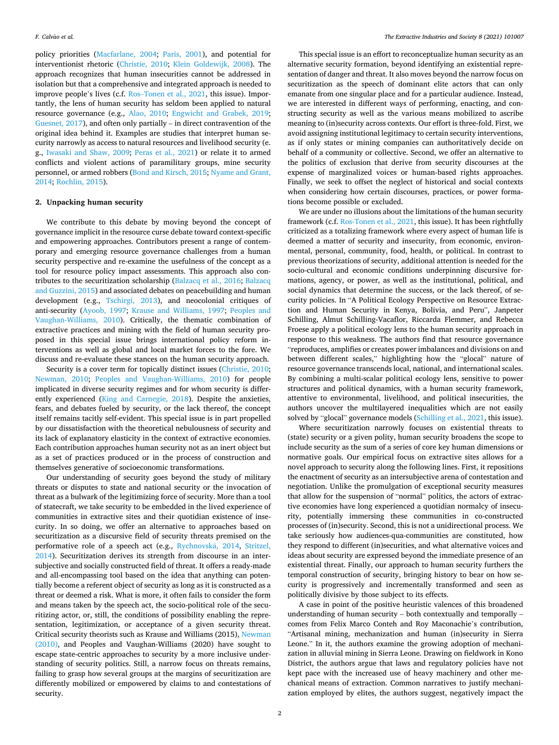policy priorities (Macfarlane, 2004; Paris, 2001), and potential for interventionist rhetoric (Christie, 2010; Klein Goldewijk, 2008). The approach recognizes that human insecurities cannot be addressed in isolation but that a comprehensive and integrated approach is needed to improve people's lives (c.f. Ros–Tonen et al., 2021, this issue). Importantly, the lens of human security has seldom been applied to natural resource governance (e.g., Alao, 2010; Engwicht and Grabek, 2019; Guesnet, 2017), and often only partially – in direct contravention of the original idea behind it. Examples are studies that interpret human security narrowly as access to natural resources and livelihood security (e.g., Iwasaki and Shaw, 2009; Peras et al., 2021) or relate it to armed conflicts and violent actions of paramilitary groups, mine security personnel, or armed robbers (Bond and Kirsch, 2015; Nyame and Grant, 2014; Rochlin, 2015).

## 2. Unpacking human security

We contribute to this debate by moving beyond the concept of governance implicit in the resource curse debate toward context-specific and empowering approaches. Contributors present a range of contemporary and emerging resource governance challenges from a human security perspective and re-examine the usefulness of the concept as a tool for resource policy impact assessments. This approach also contributes to the securitization scholarship (Balzacq et al., 2016; Balzacq and Guzzini, 2015) and associated debates on peacebuilding and human development (e.g., Tschirgi, 2013), and neocolonial critiques of anti-security (Ayoob, 1997; Krause and Williams, 1997; Peoples and Vaughan-Williams, 2010). Critically, the thematic combination of extractive practices and mining with the field of human security proposed in this special issue brings international policy reform interventions as well as global and local market forces to the fore. We discuss and re-evaluate these stances on the human security approach.

Security is a cover term for topically distinct issues (Christie, 2010; Newman, 2010; Peoples and Vaughan-Williams, 2010) for people implicated in diverse security regimes and for whom security is differently experienced (King and Carnegie, 2018). Despite the anxieties, fears, and debates fueled by security, or the lack thereof, the concept itself remains tacitly self-evident. This special issue is in part propelled by our dissatisfaction with the theoretical nebulousness of security and its lack of explanatory elasticity in the context of extractive economies. Each contribution approaches human security not as an inert object but as a set of practices produced or in the process of construction and themselves generative of socioeconomic transformations.

Our understanding of security goes beyond the study of military threats or disputes to state and national security or the invocation of threat as a bulwark of the legitimizing force of security. More than a tool of statecraft, we take security to be embedded in the lived experience of communities in extractive sites and their quotidian existence of insecurity. In so doing, we offer an alternative to approaches based on securitization as a discursive field of security threats premised on the performative role of a speech act (e.g., Rychnovská, 2014, Stritzel, 2014). Securitization derives its strength from discourse in an intersubjective and socially constructed field of threat. It offers a ready-made and all-encompassing tool based on the idea that anything can potentially become a referent object of security as long as it is constructed as a threat or deemed a risk. What is more, it often fails to consider the form and means taken by the speech act, the socio-political role of the securitizing actor, or, still, the conditions of possibility enabling the representation, legitimization, or acceptance of a given security threat. Critical security theorists such as Krause and Williams (2015), Newman (2010), and Peoples and Vaughan-Williams (2020) have sought to escape state-centric approaches to security by a more inclusive understanding of security politics. Still, a narrow focus on threats remains, failing to grasp how several groups at the margins of securitization are differently mobilized or empowered by claims to and contestations of security.

This special issue is an effort to reconceptualize human security as an alternative security formation, beyond identifying an existential representation of danger and threat. It also moves beyond the narrow focus on securitization as the speech of dominant elite actors that can only emanate from one singular place and for a particular audience. Instead, we are interested in different ways of performing, enacting, and constructing security as well as the various means mobilized to ascribe meaning to (in)security across contexts. Our effort is three-fold. First, we avoid assigning institutional legitimacy to certain security interventions, as if only states or mining companies can authoritatively decide on behalf of a community or collective. Second, we offer an alternative to the politics of exclusion that derive from security discourses at the expense of marginalized voices or human-based rights approaches. Finally, we seek to offset the neglect of historical and social contexts when considering how certain discourses, practices, or power formations become possible or excluded.

We are under no illusions about the limitations of the human security framework (c.f. Ros-Tonen et al., 2021, this issue). It has been rightfully criticized as a totalizing framework where every aspect of human life is deemed a matter of security and insecurity, from economic, environmental, personal, community, food, health, or political. In contrast to previous theorizations of security, additional attention is needed for the socio-cultural and economic conditions underpinning discursive formations, agency, or power, as well as the institutional, political, and social dynamics that determine the success, or the lack thereof, of security policies. In "A Political Ecology Perspective on Resource Extraction and Human Security in Kenya, Bolivia, and Peru", Janpeter Schilling, Almut Schilling-Vacaflor, Riccarda Flemmer, and Rebecca Froese apply a political ecology lens to the human security approach in response to this weakness. The authors find that resource governance "reproduces, amplifies or creates power imbalances and divisions on and between different scales," highlighting how the "glocal" nature of resource governance transcends local, national, and international scales. By combining a multi-scalar political ecology lens, sensitive to power structures and political dynamics, with a human security framework, attentive to environmental, livelihood, and political insecurities, the authors uncover the multilayered inequalities which are not easily solved by "glocal" governance models (Schilling et al., 2021, this issue).

Where securitization narrowly focuses on existential threats to (state) security or a given polity, human security broadens the scope to include security as the sum of a series of core key human dimensions or normative goals. Our empirical focus on extractive sites allows for a novel approach to security along the following lines. First, it repositions the enactment of security as an intersubjective arena of contestation and negotiation. Unlike the promulgation of exceptional security measures that allow for the suspension of "normal" politics, the actors of extractive economies have long experienced a quotidian normalcy of insecurity, potentially immersing these communities in co-constructed processes of (in)security. Second, this is not a unidirectional process. We take seriously how audiences-qua-communities are constituted, how they respond to different (in)securities, and what alternative voices and ideas about security are expressed beyond the immediate presence of an existential threat. Finally, our approach to human security furthers the temporal construction of security, bringing history to bear on how security is progressively and incrementally transformed and seen as politically divisive by those subject to its effects.

A case in point of the positive heuristic valences of this broadened understanding of human security – both contextually and temporally – comes from Felix Marco Conteh and Roy Maconachie's contribution, "Artisanal mining, mechanization and human (in)security in Sierra Leone." In it, the authors examine the growing adoption of mechanization in alluvial mining in Sierra Leone. Drawing on fieldwork in Kono District, the authors argue that laws and regulatory policies have not kept pace with the increased use of heavy machinery and other mechanical means of extraction. Common narratives to justify mechanization employed by elites, the authors suggest, negatively impact the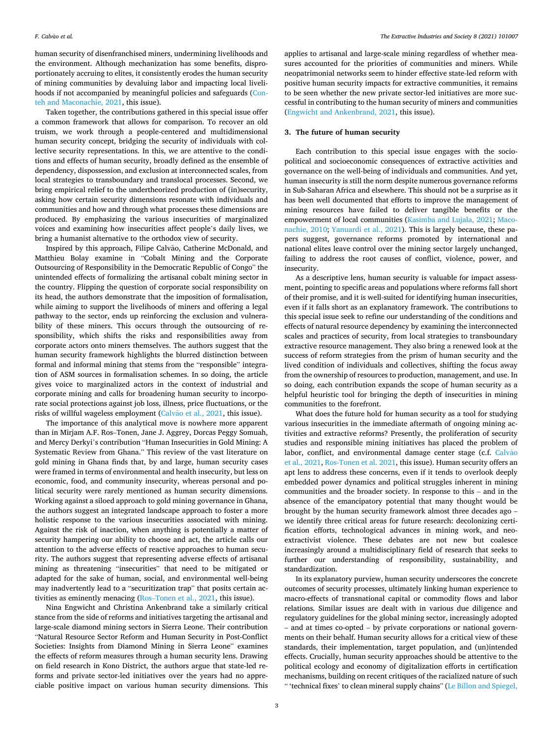human security of disenfranchised miners, undermining livelihoods and the environment. Although mechanization has some benefits, disproportionately accruing to elites, it consistently erodes the human security of mining communities by devaluing labor and impacting local livelihoods if not accompanied by meaningful policies and safeguards (Conteh and Maconachie, 2021, this issue).

Taken together, the contributions gathered in this special issue offer a common framework that allows for comparison. To recover an old truism, we work through a people-centered and multidimensional human security concept, bridging the security of individuals with collective security representations. In this, we are attentive to the conditions and effects of human security, broadly defined as the ensemble of dependency, dispossession, and exclusion at interconnected scales, from local strategies to transboundary and translocal processes. Second, we bring empirical relief to the undertheorized production of (in)security, asking how certain security dimensions resonate with individuals and communities and how and through what processes these dimensions are produced. By emphasizing the various insecurities of marginalized voices and examining how insecurities affect people's daily lives, we bring a humanist alternative to the orthodox view of security.

Inspired by this approach, Filipe Calvão, Catherine McDonald, and Matthieu Bolay examine in "Cobalt Mining and the Corporate Outsourcing of Responsibility in the Democratic Republic of Congo" the unintended effects of formalizing the artisanal cobalt mining sector in the country. Flipping the question of corporate social responsibility on its head, the authors demonstrate that the imposition of formalisation, while aiming to support the livelihoods of miners and offering a legal pathway to the sector, ends up reinforcing the exclusion and vulnerability of these miners. This occurs through the outsourcing of responsibility, which shifts the risks and responsibilities away from corporate actors onto miners themselves. The authors suggest that the human security framework highlights the blurred distinction between formal and informal mining that stems from the "responsible" integration of ASM sources in formalisation schemes. In so doing, the article gives voice to marginalized actors in the context of industrial and corporate mining and calls for broadening human security to incorporate social protections against job loss, illness, price fluctuations, or the risks of willful wageless employment (Calvão et al., 2021, this issue).

The importance of this analytical move is nowhere more apparent than in Mirjam A.F. Ros–Tonen, Jane J. Aggrey, Dorcas Peggy Somuah, and Mercy Derkyi's contribution "Human Insecurities in Gold Mining: A Systematic Review from Ghana." This review of the vast literature on gold mining in Ghana finds that, by and large, human security cases were framed in terms of environmental and health insecurity, but less on economic, food, and community insecurity, whereas personal and political security were rarely mentioned as human security dimensions. Working against a siloed approach to gold mining governance in Ghana, the authors suggest an integrated landscape approach to foster a more holistic response to the various insecurities associated with mining. Against the risk of inaction, when anything is potentially a matter of security hampering our ability to choose and act, the article calls our attention to the adverse effects of reactive approaches to human security. The authors suggest that representing adverse effects of artisanal mining as threatening "insecurities" that need to be mitigated or adapted for the sake of human, social, and environmental well-being may inadvertently lead to a "securitization trap" that posits certain activities as eminently menacing (Ros–Tonen et al., 2021, this issue).

Nina Engwicht and Christina Ankenbrand take a similarly critical stance from the side of reforms and initiatives targeting the artisanal and large-scale diamond mining sectors in Sierra Leone. Their contribution "Natural Resource Sector Reform and Human Security in Post-Conflict Societies: Insights from Diamond Mining in Sierra Leone" examines the effects of reform measures through a human security lens. Drawing on field research in Kono District, the authors argue that state-led reforms and private sector-led initiatives over the years had no appreciable positive impact on various human security dimensions. This applies to artisanal and large-scale mining regardless of whether measures accounted for the priorities of communities and miners. While neopatrimonial networks seem to hinder effective state-led reform with positive human security impacts for extractive communities, it remains to be seen whether the new private sector-led initiatives are more successful in contributing to the human security of miners and communities (Engwicht and Ankenbrand, 2021, this issue).

## 3. The future of human security

Each contribution to this special issue engages with the sociopolitical and socioeconomic consequences of extractive activities and governance on the well-being of individuals and communities. And yet, human insecurity is still the norm despite numerous governance reforms in Sub-Saharan Africa and elsewhere. This should not be a surprise as it has been well documented that efforts to improve the management of mining resources have failed to deliver tangible benefits or the empowerment of local communities (Kasimba and Lujala, 2021; Maconachie, 2010; Yanuardi et al., 2021). This is largely because, these papers suggest, governance reforms promoted by international and national elites leave control over the mining sector largely unchanged, failing to address the root causes of conflict, violence, power, and insecurity.

As a descriptive lens, human security is valuable for impact assessment, pointing to specific areas and populations where reforms fall short of their promise, and it is well-suited for identifying human insecurities, even if it falls short as an explanatory framework. The contributions to this special issue seek to refine our understanding of the conditions and effects of natural resource dependency by examining the interconnected scales and practices of security, from local strategies to transboundary extractive resource management. They also bring a renewed look at the success of reform strategies from the prism of human security and the lived condition of individuals and collectives, shifting the focus away from the ownership of resources to production, management, and use. In so doing, each contribution expands the scope of human security as a helpful heuristic tool for bringing the depth of insecurities in mining communities to the forefront.

What does the future hold for human security as a tool for studying various insecurities in the immediate aftermath of ongoing mining activities and extractive reforms? Presently, the proliferation of security studies and responsible mining initiatives has placed the problem of labor, conflict, and environmental damage center stage (c.f. Calvão et al., 2021, Ros-Tonen et al. 2021, this issue). Human security offers an apt lens to address these concerns, even if it tends to overlook deeply embedded power dynamics and political struggles inherent in mining communities and the broader society. In response to this – and in the absence of the emancipatory potential that many thought would be brought by the human security framework almost three decades ago – we identify three critical areas for future research: decolonizing certification efforts, technological advances in mining work, and neo-extractivist violence. These debates are not new but coalesce increasingly around a multidisciplinary field of research that seeks to further our understanding of responsibility, sustainability, and standardization.

In its explanatory purview, human security underscores the concrete outcomes of security processes, ultimately linking human experience to macro-effects of transnational capital or commodity flows and labor relations. Similar issues are dealt with in various due diligence and regulatory guidelines for the global mining sector, increasingly adopted – and at times co-opted – by private corporations or national governments on their behalf. Human security allows for a critical view of these standards, their implementation, target population, and (un)intended effects. Crucially, human security approaches should be attentive to the political ecology and economy of digitalization efforts in certification mechanisms, building on recent critiques of the racialized nature of such " 'technical fixes' to clean mineral supply chains" (Le Billon and Spiegel,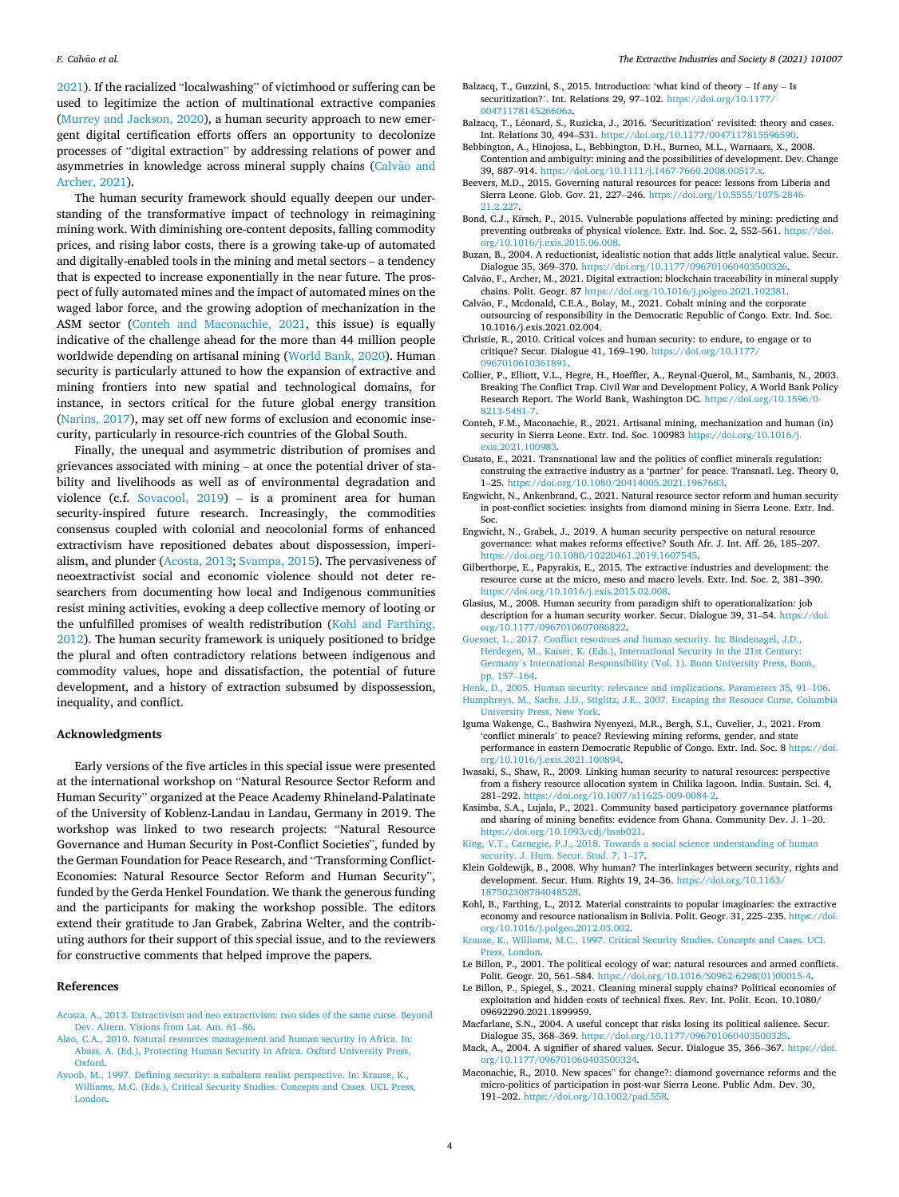2021). If the racialized "localwashing" of victimhood or suffering can be used to legitimize the action of multinational extractive companies (Murrey and Jackson, 2020), a human security approach to new emergent digital certification efforts offers an opportunity to decolonize processes of "digital extraction" by addressing relations of power and asymmetries in knowledge across mineral supply chains (Calvão and Archer, 2021).

The human security framework should equally deepen our understanding of the transformative impact of technology in reimagining mining work. With diminishing ore-content deposits, falling commodity prices, and rising labor costs, there is a growing take-up of automated and digitally-enabled tools in the mining and metal sectors – a tendency that is expected to increase exponentially in the near future. The prospect of fully automated mines and the impact of automated mines on the waged labor force, and the growing adoption of mechanization in the ASM sector (Conteh and Maconachie, 2021, this issue) is equally indicative of the challenge ahead for the more than 44 million people worldwide depending on artisanal mining (World Bank, 2020). Human security is particularly attuned to how the expansion of extractive and mining frontiers into new spatial and technological domains, for instance, in sectors critical for the future global energy transition (Narins, 2017), may set off new forms of exclusion and economic insecurity, particularly in resource-rich countries of the Global South.

Finally, the unequal and asymmetric distribution of promises and grievances associated with mining – at once the potential driver of stability and livelihoods as well as of environmental degradation and violence (c.f. Sovacool, 2019) – is a prominent area for human security-inspired future research. Increasingly, the commodities consensus coupled with colonial and neocolonial forms of enhanced extractivism have repositioned debates about dispossession, imperialism, and plunder (Acosta, 2013; Svampa, 2015). The pervasiveness of neoextractivist social and economic violence should not deter researchers from documenting how local and Indigenous communities resist mining activities, evoking a deep collective memory of looting or the unfulfilled promises of wealth redistribution (Kohl and Farthing, 2012). The human security framework is uniquely positioned to bridge the plural and often contradictory relations between indigenous and commodity values, hope and dissatisfaction, the potential of future development, and a history of extraction subsumed by dispossession, inequality, and conflict.

## Acknowledgments

Early versions of the five articles in this special issue were presented at the international workshop on "Natural Resource Sector Reform and Human Security" organized at the Peace Academy Rhineland-Palatinate of the University of Koblenz-Landau in Landau, Germany in 2019. The workshop was linked to two research projects: "Natural Resource Governance and Human Security in Post-Conflict Societies", funded by the German Foundation for Peace Research, and "Transforming Conflict-Economies: Natural Resource Sector Reform and Human Security", funded by the Gerda Henkel Foundation. We thank the generous funding and the participants for making the workshop possible. The editors extend their gratitude to Jan Grabek, Zabrina Welter, and the contributing authors for their support of this special issue, and to the reviewers for constructive comments that helped improve the papers.

## References

Acosta, A., 2013. Extractivism and neo extractivism: two sides of the same curse. Beyond Dev. Altern. Visions from Lat. Am. 61–86.

Alao, C.A., 2010. Natural resources management and human security in Africa. In: Abass, A. (Ed.), Protecting Human Security in Africa. Oxford University Press, Oxford.

Ayoob, M., 1997. Defining security: a subaltern realist perspective. In: Krause, K., Williams, M.C. (Eds.), Critical Security Studies. Concepts and Cases. UCL Press, London.

Balzacq, T., Guzzini, S., 2015. Introduction: 'what kind of theory – If any – Is securitization?'. Int. Relations 29, 97–102. https://doi.org/10.1177/0047117814526606a.

Balzacq, T., Léonard, S., Ruzicka, J., 2016. 'Securitization' revisited: theory and cases. Int. Relations 30, 494–531. https://doi.org/10.1177/0047117815596590.

Bebbington, A., Hinojosa, L., Bebbington, D.H., Burneo, M.L., Warnaars, X., 2008. Contention and ambiguity: mining and the possibilities of development. Dev. Change 39, 887–914. https://doi.org/10.1111/j.1467-7660.2008.00517.x.

Beevers, M.D., 2015. Governing natural resources for peace: lessons from Liberia and Sierra Leone. Glob. Gov. 21, 227–246. https://doi.org/10.5555/1075-2846-21.2.227.

Bond, C.J., Kirsch, P., 2015. Vulnerable populations affected by mining: predicting and preventing outbreaks of physical violence. Extr. Ind. Soc. 2, 552–561. https://doi.org/10.1016/j.exis.2015.06.008.

Buzan, B., 2004. A reductionist, idealistic notion that adds little analytical value. Secur. Dialogue 35, 369–370. https://doi.org/10.1177/096701060403500326.

Calvão, F., Archer, M., 2021. Digital extraction: blockchain traceability in mineral supply chains. Polit. Geogr. 87 https://doi.org/10.1016/j.polgeo.2021.102381.

Calvão, F., Mcdonald, C.E.A., Bolay, M., 2021. Cobalt mining and the corporate outsourcing of responsibility in the Democratic Republic of Congo. Extr. Ind. Soc. 10.1016/j.exis.2021.02.004.

Christie, R., 2010. Critical voices and human security: to endure, to engage or to critique? Secur. Dialogue 41, 169–190. https://doi.org/10.1177/0967010610361891.

Collier, P., Elliott, V.L., Hegre, H., Hoeffler, A., Reynal-Querol, M., Sambanis, N., 2003. Breaking The Conflict Trap. Civil War and Development Policy, A World Bank Policy Research Report. The World Bank, Washington DC. https://doi.org/10.1596/0-8213-5481-7.

Conteh, F.M., Maconachie, R., 2021. Artisanal mining, mechanization and human (in) security in Sierra Leone. Extr. Ind. Soc. 100983 https://doi.org/10.1016/j.exis.2021.100983.

Cusato, E., 2021. Transnational law and the politics of conflict minerals regulation: construing the extractive industry as a 'partner' for peace. Transnatl. Leg. Theory 0, 1–25. https://doi.org/10.1080/20414005.2021.1967683.

Engwicht, N., Ankenbrand, C., 2021. Natural resource sector reform and human security in post-conflict societies: insights from diamond mining in Sierra Leone. Extr. Ind. Soc.

Engwicht, N., Grabek, J., 2019. A human security perspective on natural resource governance: what makes reforms effective? South Afr. J. Int. Aff. 26, 185–207. https://doi.org/10.1080/10220461.2019.1607545.

Gilberthorpe, E., Papyrakis, E., 2015. The extractive industries and development: the resource curse at the micro, meso and macro levels. Extr. Ind. Soc. 2, 381–390. https://doi.org/10.1016/j.exis.2015.02.008.

Glasius, M., 2008. Human security from paradigm shift to operationalization: job description for a human security worker. Secur. Dialogue 39, 31–54. https://doi.org/10.1177/0967010607086822.

Guesnet, L., 2017. Conflict resources and human security. In: Bindenagel, J.D., Herdegen, M., Kaiser, K. (Eds.), International Security in the 21st Century: Germany's International Responsibility (Vol. 1). Bonn University Press, Bonn, pp. 157–164.

Henk, D., 2005. Human security: relevance and implications. Parameters 35, 91–106.

Humphreys, M., Sachs, J.D., Stiglitz, J.E., 2007. Escaping the Resouce Curse. Columbia University Press, New York.

Iguma Wakenge, C., Bashwira Nyenyezi, M.R., Bergh, S.I., Cuvelier, J., 2021. From 'conflict minerals' to peace? Reviewing mining reforms, gender, and state performance in eastern Democratic Republic of Congo. Extr. Ind. Soc. 8 https://doi.org/10.1016/j.exis.2021.100894.

Iwasaki, S., Shaw, R., 2009. Linking human security to natural resources: perspective from a fishery resource allocation system in Chilika lagoon. India. Sustain. Sci. 4, 281–292. https://doi.org/10.1007/s11625-009-0084-2.

Kasimba, S.A., Lujala, P., 2021. Community based participatory governance platforms and sharing of mining benefits: evidence from Ghana. Community Dev. J. 1–20. https://doi.org/10.1093/cdj/bsab021.

King, V.T., Carnegie, P.J., 2018. Towards a social science understanding of human security. J. Hum. Secur. Stud. 7, 1–17.

Klein Goldewijk, B., 2008. Why human? The interlinkages between security, rights and development. Secur. Hum. Rights 19, 24–36. https://doi.org/10.1163/187502308784048528.

Kohl, B., Farthing, L., 2012. Material constraints to popular imaginaries: the extractive economy and resource nationalism in Bolivia. Polit. Geogr. 31, 225–235. https://doi.org/10.1016/j.polgeo.2012.03.002.

Krause, K., Williams, M.C., 1997. Critical Security Studies. Concepts and Cases. UCL Press, London.

Le Billon, P., 2001. The political ecology of war: natural resources and armed conflicts. Polit. Geogr. 20, 561–584. https://doi.org/10.1016/S0962-6298(01)00015-4.

Le Billon, P., Spiegel, S., 2021. Cleaning mineral supply chains? Political economies of exploitation and hidden costs of technical fixes. Rev. Int. Polit. Econ. 10.1080/09692290.2021.1899959.

Macfarlane, S.N., 2004. A useful concept that risks losing its political salience. Secur. Dialogue 35, 368–369. https://doi.org/10.1177/096701060403500325.

Mack, A., 2004. A signifier of shared values. Secur. Dialogue 35, 366–367. https://doi.org/10.1177/096701060403500324.

Maconachie, R., 2010. New spaces" for change?: diamond governance reforms and the micro-politics of participation in post-war Sierra Leone. Public Adm. Dev. 30, 191–202. https://doi.org/10.1002/pad.558.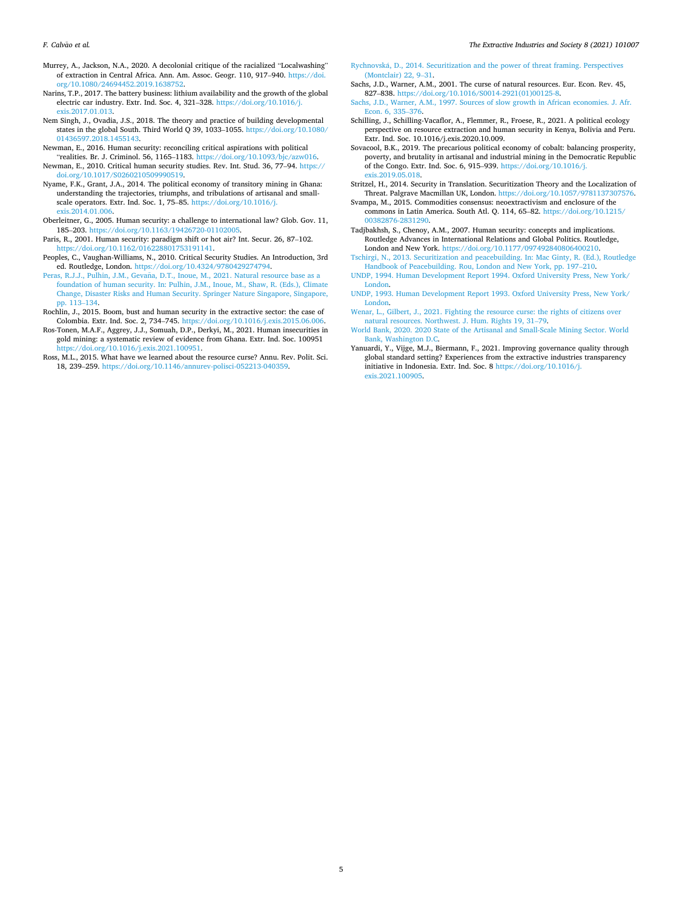Murrey, A., Jackson, N.A., 2020. A decolonial critique of the racialized "Localwashing" of extraction in Central Africa. Ann. Am. Assoc. Geogr. 110, 917–940. https://doi.org/10.1080/24694452.2019.1638752.

Narins, T.P., 2017. The battery business: lithium availability and the growth of the global electric car industry. Extr. Ind. Soc. 4, 321–328. https://doi.org/10.1016/j.exis.2017.01.013.

Nem Singh, J., Ovadia, J.S., 2018. The theory and practice of building developmental states in the global South. Third World Q 39, 1033–1055. https://doi.org/10.1080/01436597.2018.1455143.

Newman, E., 2016. Human security: reconciling critical aspirations with political "realities. Br. J. Criminol. 56, 1165–1183. https://doi.org/10.1093/bjc/azw016.

Newman, E., 2010. Critical human security studies. Rev. Int. Stud. 36, 77–94. https://doi.org/10.1017/S0260210509990519.

Nyame, F.K., Grant, J.A., 2014. The political economy of transitory mining in Ghana: understanding the trajectories, triumphs, and tribulations of artisanal and small-scale operators. Extr. Ind. Soc. 1, 75–85. https://doi.org/10.1016/j.exis.2014.01.006.

Oberleitner, G., 2005. Human security: a challenge to international law? Glob. Gov. 11, 185–203. https://doi.org/10.1163/19426720-01102005.

Paris, R., 2001. Human security: paradigm shift or hot air? Int. Secur. 26, 87–102. https://doi.org/10.1162/016228801753191141.

Peoples, C., Vaughan-Williams, N., 2010. Critical Security Studies. An Introduction, 3rd ed. Routledge, London. https://doi.org/10.4324/9780429274794.

Peras, R.J.J., Pulhin, J.M., Gevaña, D.T., Inoue, M., 2021. Natural resource base as a foundation of human security. In: Pulhin, J.M., Inoue, M., Shaw, R. (Eds.), Climate Change, Disaster Risks and Human Security. Springer Nature Singapore, Singapore, pp. 113–134.

Rochlin, J., 2015. Boom, bust and human security in the extractive sector: the case of Colombia. Extr. Ind. Soc. 2, 734–745. https://doi.org/10.1016/j.exis.2015.06.006.

Ros-Tonen, M.A.F., Aggrey, J.J., Somuah, D.P., Derkyi, M., 2021. Human insecurities in gold mining: a systematic review of evidence from Ghana. Extr. Ind. Soc. 100951 https://doi.org/10.1016/j.exis.2021.100951.

Ross, M.L., 2015. What have we learned about the resource curse? Annu. Rev. Polit. Sci. 18, 239–259. https://doi.org/10.1146/annurev-polisci-052213-040359.

Rychnovská, D., 2014. Securitization and the power of threat framing. Perspectives (Montclair) 22, 9–31.

Sachs, J.D., Warner, A.M., 2001. The curse of natural resources. Eur. Econ. Rev. 45, 827–838. https://doi.org/10.1016/S0014-2921(01)00125-8.

Sachs, J.D., Warner, A.M., 1997. Sources of slow growth in African economies. J. Afr. Econ. 6, 335–376.

Schilling, J., Schilling-Vacaflor, A., Flemmer, R., Froese, R., 2021. A political ecology perspective on resource extraction and human security in Kenya, Bolivia and Peru. Extr. Ind. Soc. 10.1016/j.exis.2020.10.009.

Sovacool, B.K., 2019. The precarious political economy of cobalt: balancing prosperity, poverty, and brutality in artisanal and industrial mining in the Democratic Republic of the Congo. Extr. Ind. Soc. 6, 915–939. https://doi.org/10.1016/j.exis.2019.05.018.

Stritzel, H., 2014. Security in Translation. Securitization Theory and the Localization of Threat. Palgrave Macmillan UK, London. https://doi.org/10.1057/9781137307576.

Svampa, M., 2015. Commodities consensus: neoextractivism and enclosure of the commons in Latin America. South Atl. Q. 114, 65–82. https://doi.org/10.1215/00382876-2831290.

Tadjbakhsh, S., Chenoy, A.M., 2007. Human security: concepts and implications. Routledge Advances in International Relations and Global Politics. Routledge, London and New York. https://doi.org/10.1177/097492840806400210.

Tschirgi, N., 2013. Securitization and peacebuilding. In: Mac Ginty, R. (Ed.), Routledge Handbook of Peacebuilding. Rou, London and New York, pp. 197–210.

UNDP, 1994. Human Development Report 1994. Oxford University Press, New York/London.

UNDP, 1993. Human Development Report 1993. Oxford University Press, New York/London.

Wenar, L., Gilbert, J., 2021. Fighting the resource curse: the rights of citizens over natural resources. Northwest. J. Hum. Rights 19, 31–79.

World Bank, 2020. 2020 State of the Artisanal and Small-Scale Mining Sector. World Bank, Washington D.C.

Yanuardi, Y., Vijge, M.J., Biermann, F., 2021. Improving governance quality through global standard setting? Experiences from the extractive industries transparency initiative in Indonesia. Extr. Ind. Soc. 8 https://doi.org/10.1016/j.exis.2021.100905.